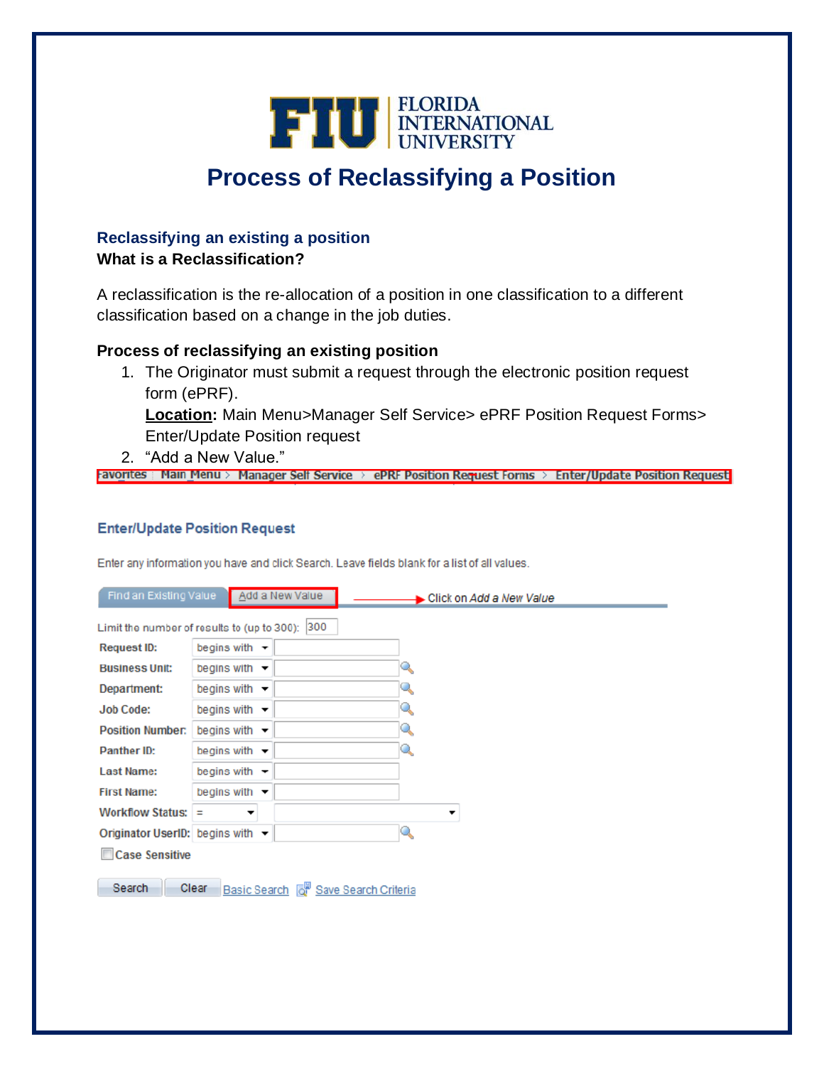# Process of Reclassifying a Position

## Reclassifying an existing a position

**What is a Reclassification?**

A reclassification is the re-allocation of a position in one classification to a different classification based on a change in the job duties.

**Process of reclassifying an existing position**

1. The Originator must submit a request through the electronic position request form (ePRF).
   **Location:** Main Menu>Manager Self Service> ePRF Position Request Forms> Enter/Update Position request
2. "Add a New Value."

Favorites | Main Menu > Manager Self Service > ePRF Position Request Forms > Enter/Update Position Request

**Enter/Update Position Request**

Enter any information you have and click Search. Leave fields blank for a list of all values.

Find an Existing Value | Add a New Value → Click on *Add a New Value*

Limit the number of results to (up to 300): 300

| Field | Operator | Value |
|---|---|---|
| Request ID: | begins with | |
| Business Unit: | begins with | |
| Department: | begins with | |
| Job Code: | begins with | |
| Position Number: | begins with | |
| Panther ID: | begins with | |
| Last Name: | begins with | |
| First Name: | begins with | |
| Workflow Status: | = | |
| Originator UserID: | begins with | |

☐ Case Sensitive

Search | Clear | Basic Search | Save Search Criteria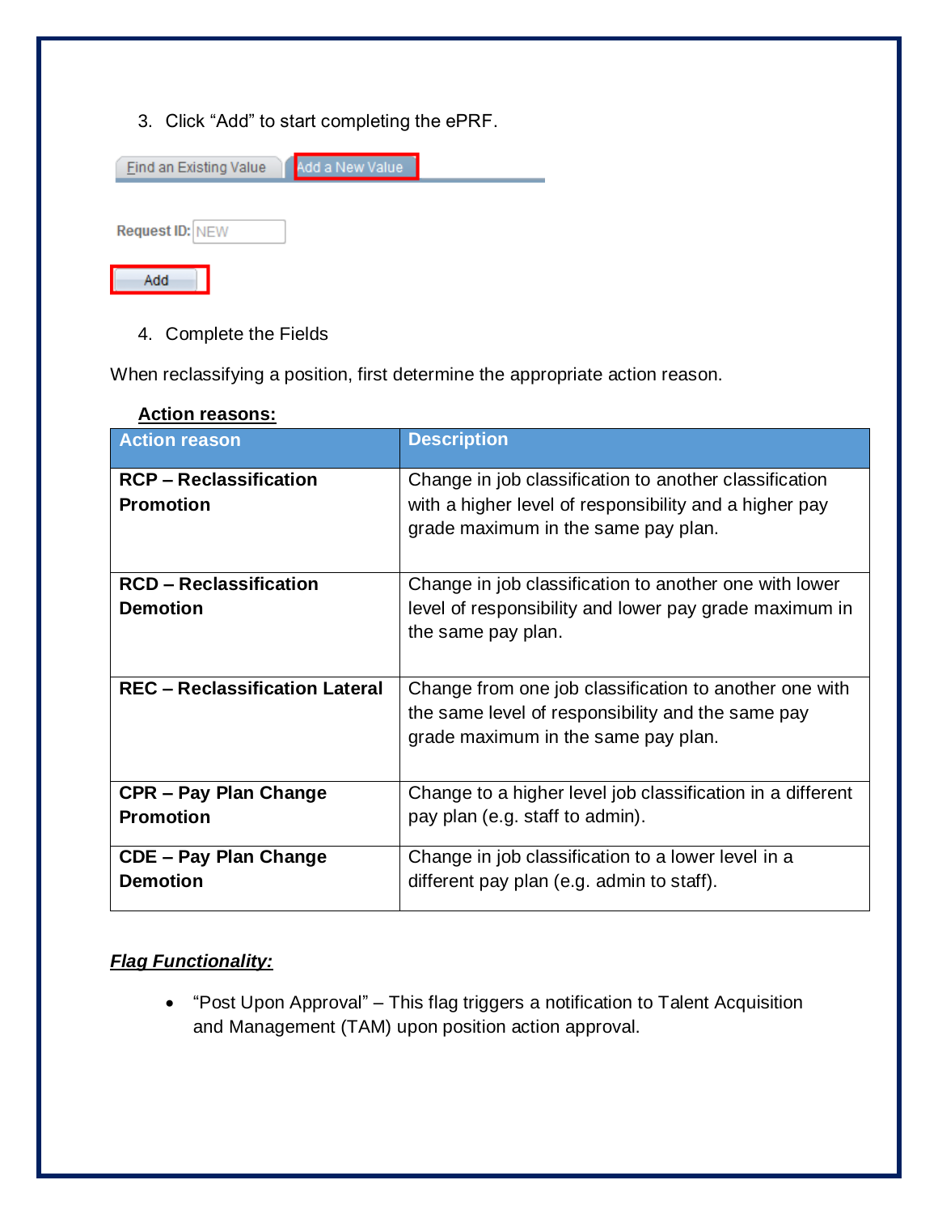3. Click “Add” to start completing the ePRF.

Find an Existing Value | Add a New Value

Request ID: NEW

Add

4. Complete the Fields

When reclassifying a position, first determine the appropriate action reason.

**Action reasons:**

| Action reason | Description |
|---|---|
| **RCP – Reclassification Promotion** | Change in job classification to another classification with a higher level of responsibility and a higher pay grade maximum in the same pay plan. |
| **RCD – Reclassification Demotion** | Change in job classification to another one with lower level of responsibility and lower pay grade maximum in the same pay plan. |
| **REC – Reclassification Lateral** | Change from one job classification to another one with the same level of responsibility and the same pay grade maximum in the same pay plan. |
| **CPR – Pay Plan Change Promotion** | Change to a higher level job classification in a different pay plan (e.g. staff to admin). |
| **CDE – Pay Plan Change Demotion** | Change in job classification to a lower level in a different pay plan (e.g. admin to staff). |

***Flag Functionality:***

- “Post Upon Approval” – This flag triggers a notification to Talent Acquisition and Management (TAM) upon position action approval.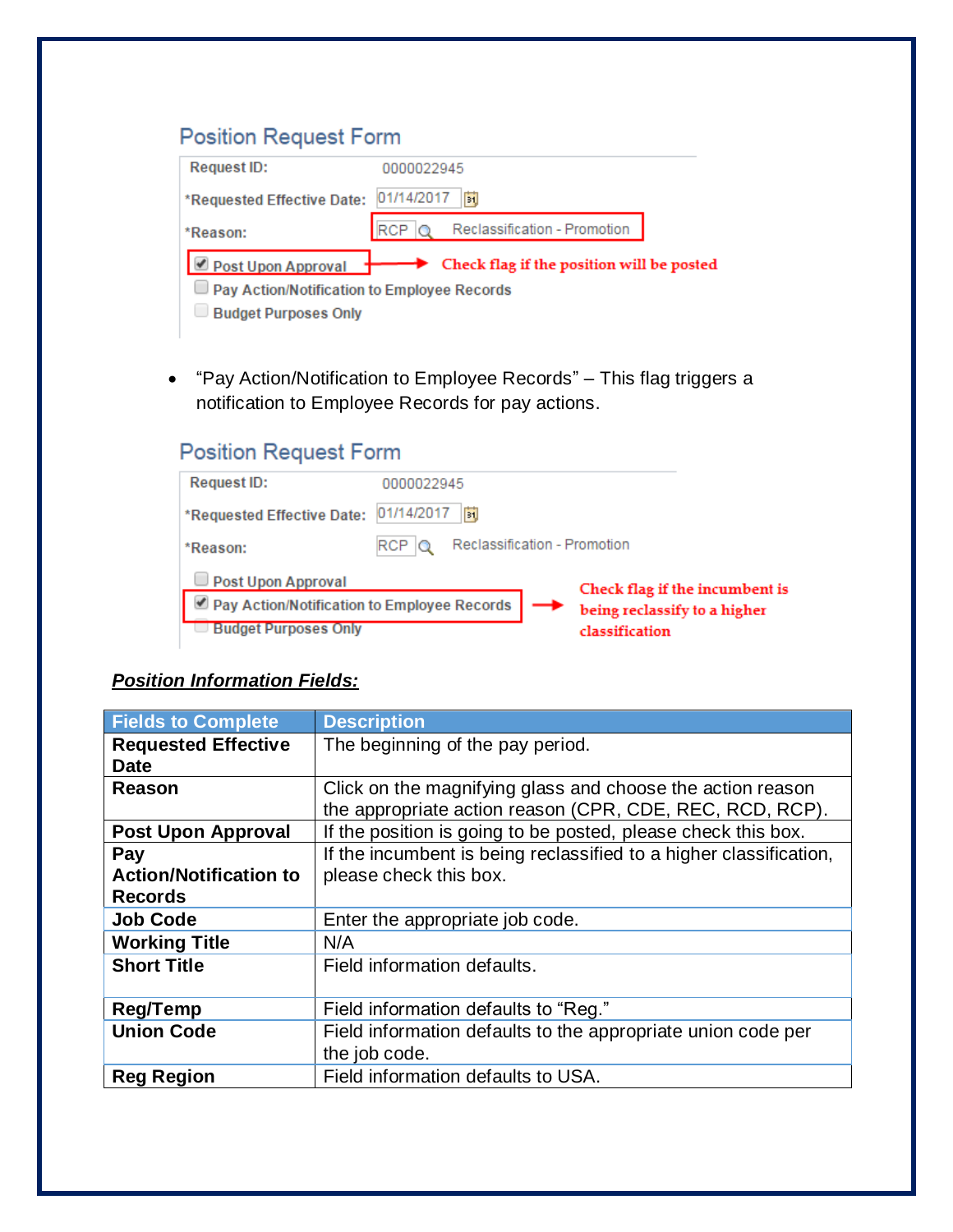**Position Request Form**

Request ID: 0000022945

*Requested Effective Date: 01/14/2017

*Reason: RCP Reclassification - Promotion

☑ Post Upon Approval → Check flag if the position will be posted

☐ Pay Action/Notification to Employee Records

☐ Budget Purposes Only

- "Pay Action/Notification to Employee Records" – This flag triggers a notification to Employee Records for pay actions.

**Position Request Form**

Request ID: 0000022945

*Requested Effective Date: 01/14/2017

*Reason: RCP Reclassification - Promotion

☐ Post Upon Approval

☑ Pay Action/Notification to Employee Records → Check flag if the incumbent is being reclassify to a higher classification

☐ Budget Purposes Only

***Position Information Fields:***

| Fields to Complete | Description |
|---|---|
| **Requested Effective Date** | The beginning of the pay period. |
| **Reason** | Click on the magnifying glass and choose the action reason the appropriate action reason (CPR, CDE, REC, RCD, RCP). |
| **Post Upon Approval** | If the position is going to be posted, please check this box. |
| **Pay Action/Notification to Records** | If the incumbent is being reclassified to a higher classification, please check this box. |
| **Job Code** | Enter the appropriate job code. |
| **Working Title** | N/A |
| **Short Title** | Field information defaults. |
| **Reg/Temp** | Field information defaults to "Reg." |
| **Union Code** | Field information defaults to the appropriate union code per the job code. |
| **Reg Region** | Field information defaults to USA. |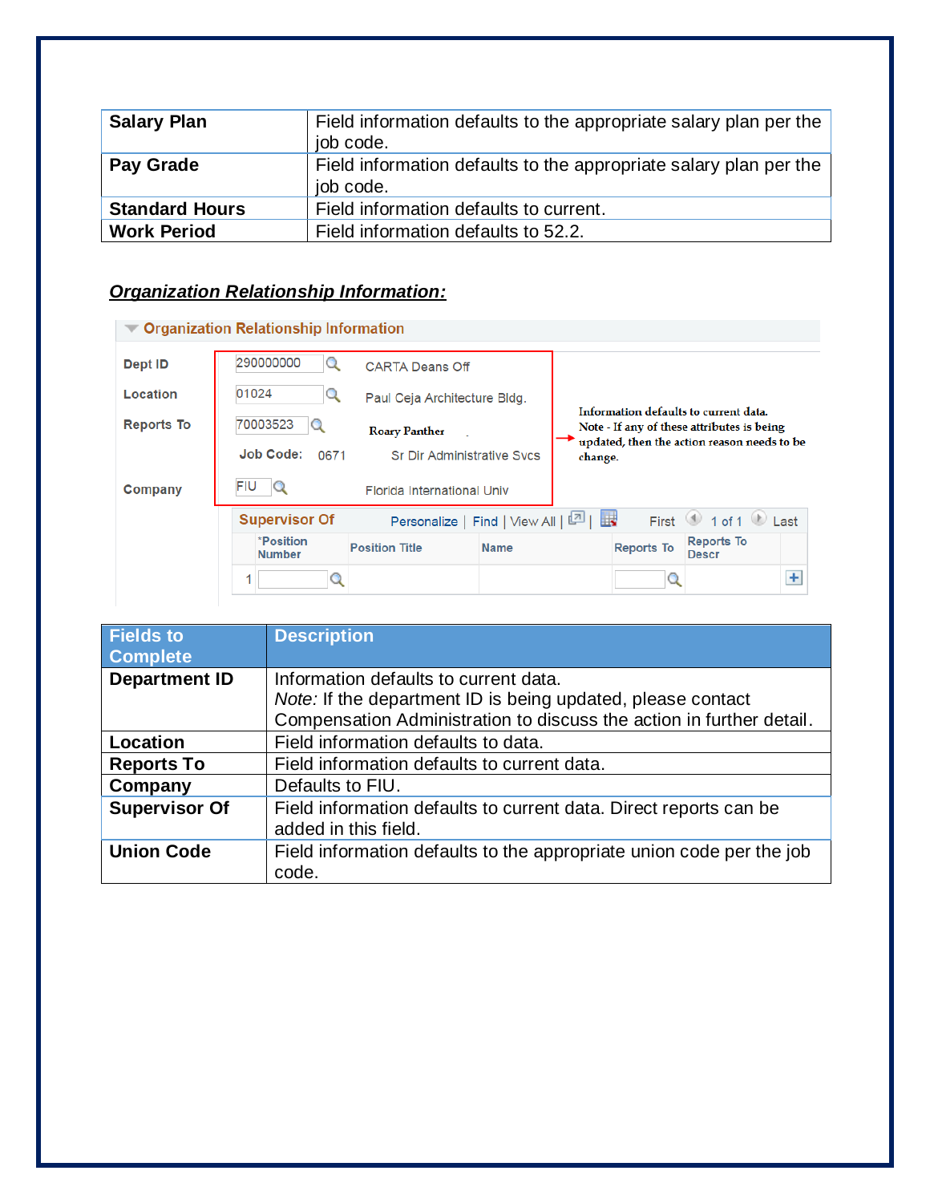| Salary Plan | Field information defaults to the appropriate salary plan per the job code. |
|---|---|
| Pay Grade | Field information defaults to the appropriate salary plan per the job code. |
| Standard Hours | Field information defaults to current. |
| Work Period | Field information defaults to 52.2. |

***Organization Relationship Information:***

Organization Relationship Information

| | | |
|---|---|---|
| Dept ID | 290000000 | CARTA Deans Off |
| Location | 01024 | Paul Ceja Architecture Bldg. |
| Reports To | 70003523 | Roary Panther |
| Job Code: | 0671 | Sr Dir Administrative Svcs |
| Company | FIU | Florida International Univ |

Information defaults to current data.
Note - If any of these attributes is being updated, then the action reason needs to be change.

Supervisor Of — Personalize | Find | View All | First 1 of 1 Last

| | *Position Number | Position Title | Name | Reports To | Reports To Descr |
|---|---|---|---|---|---|
| 1 | | | | | |

| Fields to Complete | Description |
|---|---|
| **Department ID** | Information defaults to current data.<br>*Note:* If the department ID is being updated, please contact Compensation Administration to discuss the action in further detail. |
| **Location** | Field information defaults to data. |
| **Reports To** | Field information defaults to current data. |
| **Company** | Defaults to FIU. |
| **Supervisor Of** | Field information defaults to current data. Direct reports can be added in this field. |
| **Union Code** | Field information defaults to the appropriate union code per the job code. |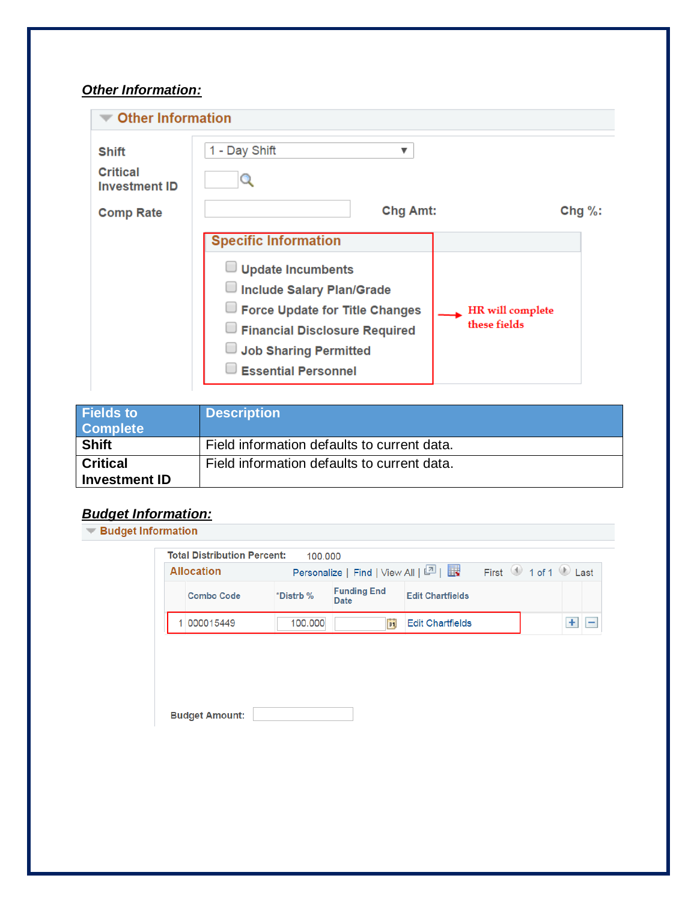***Other Information:***

**Other Information**

**Shift** 1 - Day Shift

**Critical Investment ID**

**Comp Rate** **Chg Amt:** **Chg %:**

**Specific Information**

- Update Incumbents
- Include Salary Plan/Grade
- Force Update for Title Changes
- Financial Disclosure Required
- Job Sharing Permitted
- Essential Personnel

HR will complete these fields

| Fields to Complete | Description |
|---|---|
| **Shift** | Field information defaults to current data. |
| **Critical Investment ID** | Field information defaults to current data. |

***Budget Information:***

**Budget Information**

**Total Distribution Percent:** 100.000

**Allocation** Personalize | Find | View All | First 1 of 1 Last

| | Combo Code | *Distrb % | Funding End Date | Edit Chartfields |
|---|---|---|---|---|
| 1 | 000015449 | 100.000 | | Edit Chartfields |

**Budget Amount:**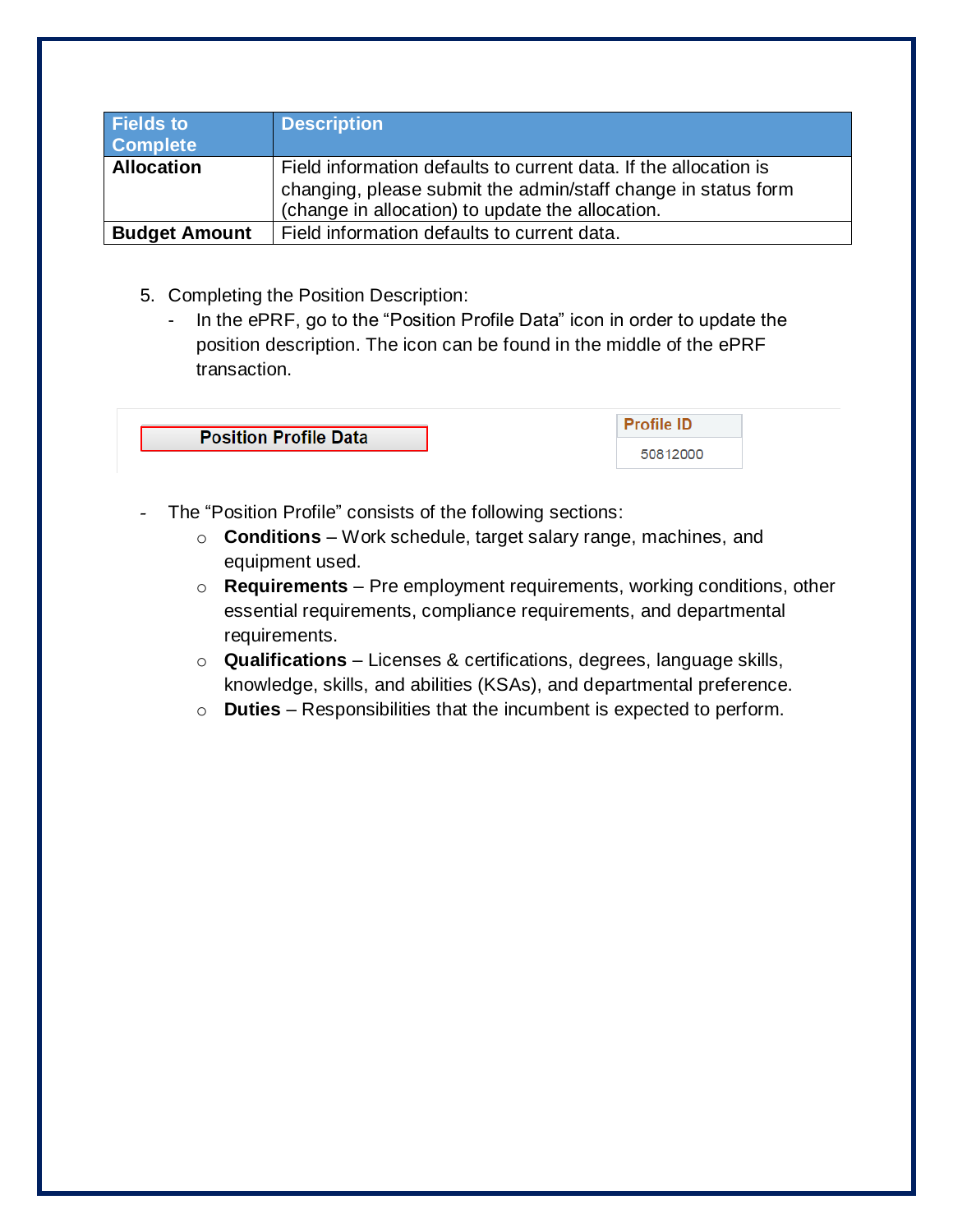| Fields to Complete | Description |
| --- | --- |
| **Allocation** | Field information defaults to current data. If the allocation is changing, please submit the admin/staff change in status form (change in allocation) to update the allocation. |
| **Budget Amount** | Field information defaults to current data. |

5. Completing the Position Description:
   - In the ePRF, go to the "Position Profile Data" icon in order to update the position description. The icon can be found in the middle of the ePRF transaction.

**Position Profile Data**

| Profile ID |
| --- |
| 50812000 |

- The "Position Profile" consists of the following sections:
  - **Conditions** – Work schedule, target salary range, machines, and equipment used.
  - **Requirements** – Pre employment requirements, working conditions, other essential requirements, compliance requirements, and departmental requirements.
  - **Qualifications** – Licenses & certifications, degrees, language skills, knowledge, skills, and abilities (KSAs), and departmental preference.
  - **Duties** – Responsibilities that the incumbent is expected to perform.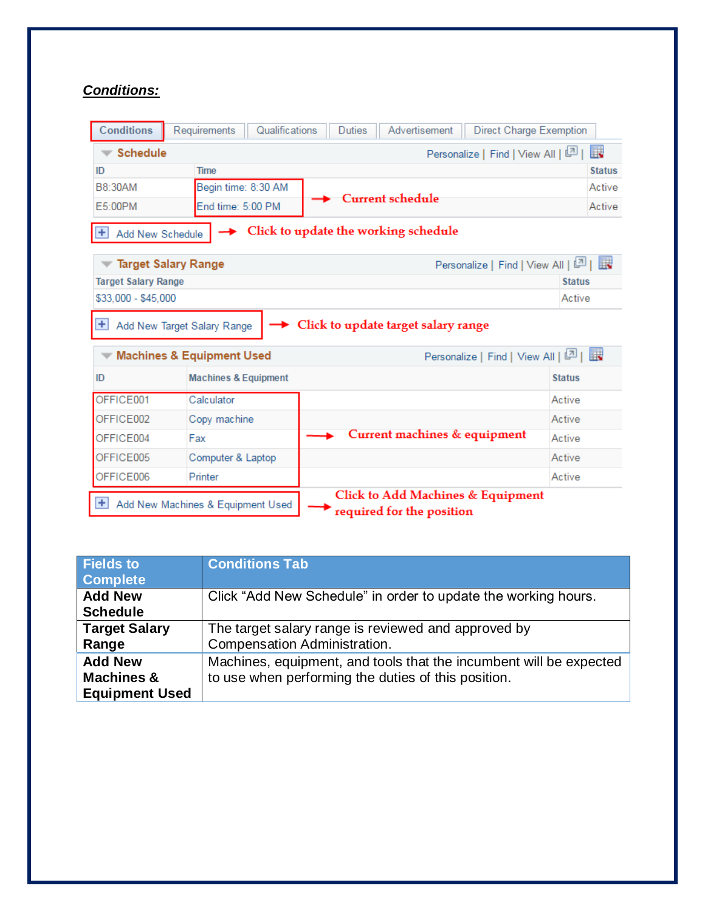***Conditions:***

Conditions | Requirements | Qualifications | Duties | Advertisement | Direct Charge Exemption

**Schedule** — Personalize | Find | View All

| ID | Time | Status |
|---|---|---|
| B8:30AM | Begin time: 8:30 AM | Active |
| E5:00PM | End time: 5:00 PM | Active |

→ Current schedule

Add New Schedule → Click to update the working schedule

**Target Salary Range** — Personalize | Find | View All

| Target Salary Range | Status |
|---|---|
| $33,000 - $45,000 | Active |

Add New Target Salary Range → Click to update target salary range

**Machines & Equipment Used** — Personalize | Find | View All

| ID | Machines & Equipment | Status |
|---|---|---|
| OFFICE001 | Calculator | Active |
| OFFICE002 | Copy machine | Active |
| OFFICE004 | Fax | Active |
| OFFICE005 | Computer & Laptop | Active |
| OFFICE006 | Printer | Active |

→ Current machines & equipment

Add New Machines & Equipment Used → Click to Add Machines & Equipment required for the position

| Fields to Complete | Conditions Tab |
|---|---|
| **Add New Schedule** | Click "Add New Schedule" in order to update the working hours. |
| **Target Salary Range** | The target salary range is reviewed and approved by Compensation Administration. |
| **Add New Machines & Equipment Used** | Machines, equipment, and tools that the incumbent will be expected to use when performing the duties of this position. |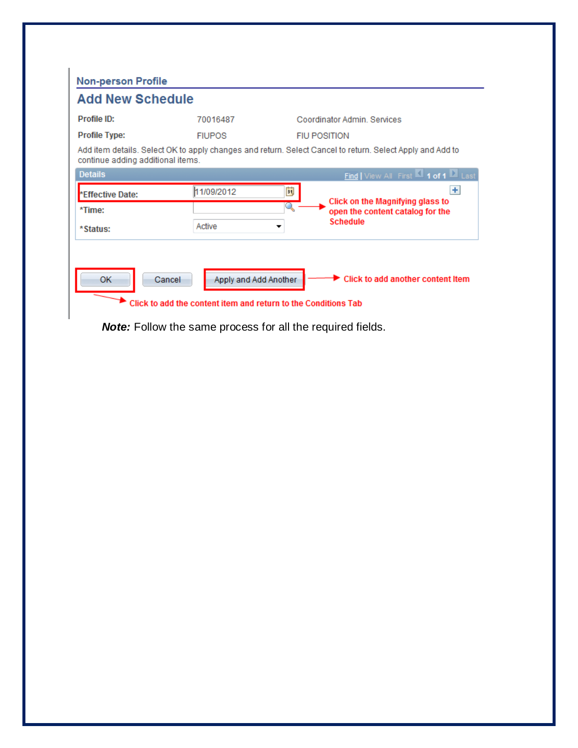Non-person Profile

## Add New Schedule

| | | |
|---|---|---|
| **Profile ID:** | 70016487 | Coordinator Admin. Services |
| **Profile Type:** | FIUPOS | FIU POSITION |

Add item details. Select OK to apply changes and return. Select Cancel to return. Select Apply and Add to continue adding additional items.

**Details** Find | View All First 1 of 1 Last

**\*Effective Date:** 11/09/2012

**\*Time:**

**\*Status:** Active

Click on the Magnifying glass to open the content catalog for the Schedule

OK | Cancel | Apply and Add Another

Click to add another content Item

Click to add the content item and return to the Conditions Tab

***Note:*** Follow the same process for all the required fields.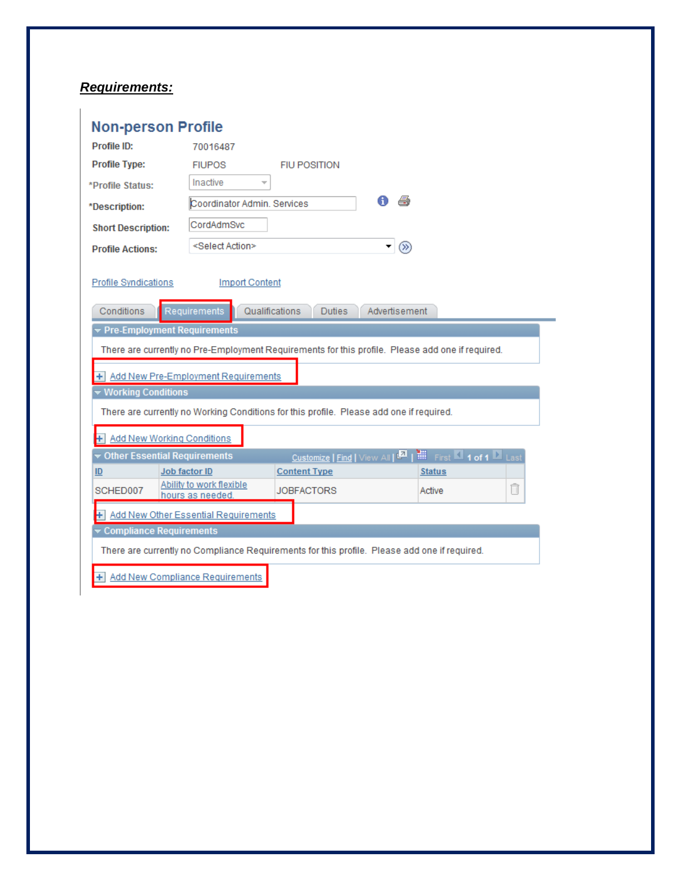***Requirements:***

## Non-person Profile

**Profile ID:** 70016487

**Profile Type:** FIUPOS FIU POSITION

***Profile Status:** Inactive

***Description:** Coordinator Admin. Services

**Short Description:** CordAdmSvc

**Profile Actions:** <Select Action>

Profile Syndications Import Content

Conditions | Requirements | Qualifications | Duties | Advertisement

**Pre-Employment Requirements**

There are currently no Pre-Employment Requirements for this profile. Please add one if required.

+ Add New Pre-Employment Requirements

**Working Conditions**

There are currently no Working Conditions for this profile. Please add one if required.

+ Add New Working Conditions

**Other Essential Requirements** Customize | Find | View All | First 1 of 1 Last

| ID | Job factor ID | Content Type | Status |
|---|---|---|---|
| SCHED007 | Ability to work flexible hours as needed. | JOBFACTORS | Active |

+ Add New Other Essential Requirements

**Compliance Requirements**

There are currently no Compliance Requirements for this profile. Please add one if required.

+ Add New Compliance Requirements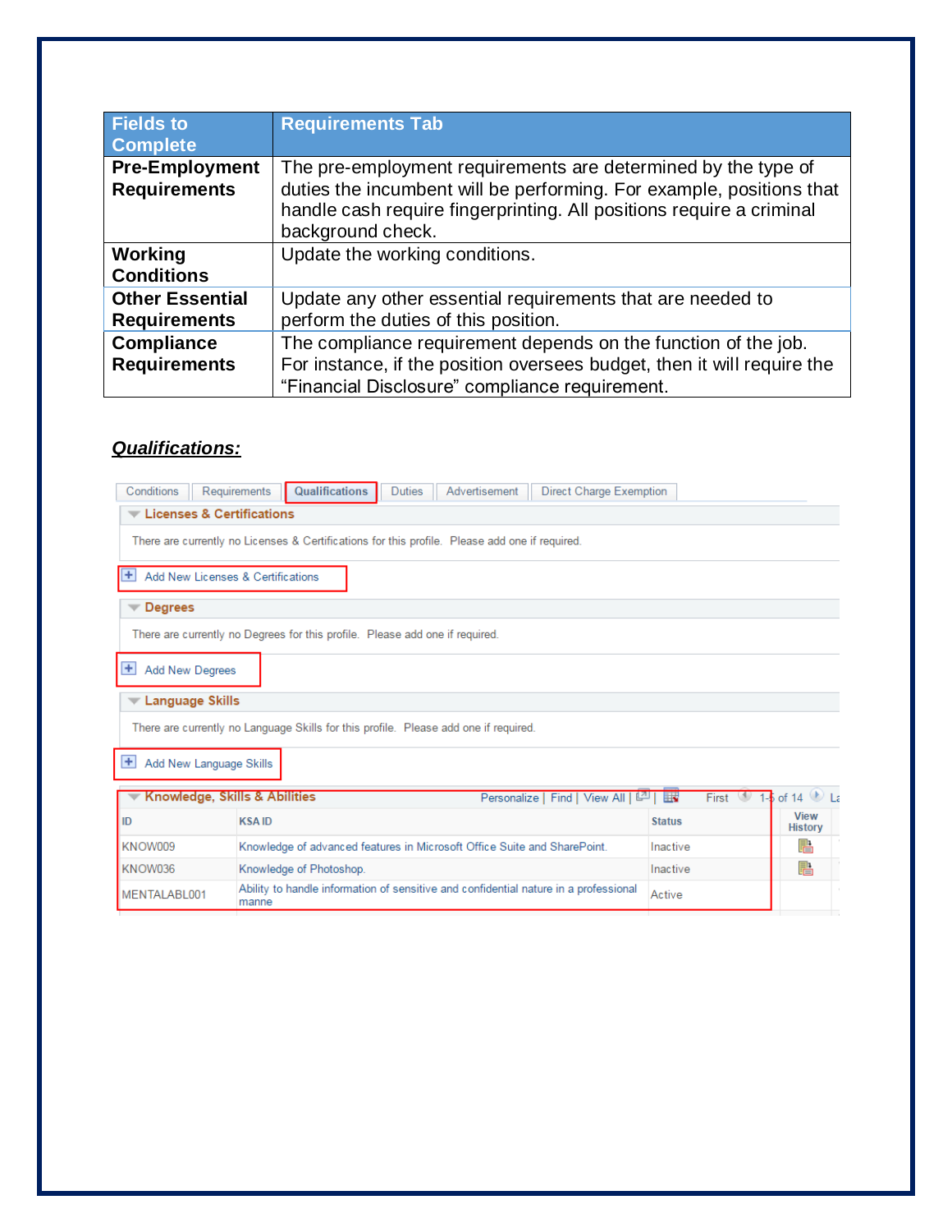| Fields to Complete | Requirements Tab |
| --- | --- |
| **Pre-Employment Requirements** | The pre-employment requirements are determined by the type of duties the incumbent will be performing. For example, positions that handle cash require fingerprinting. All positions require a criminal background check. |
| **Working Conditions** | Update the working conditions. |
| **Other Essential Requirements** | Update any other essential requirements that are needed to perform the duties of this position. |
| **Compliance Requirements** | The compliance requirement depends on the function of the job. For instance, if the position oversees budget, then it will require the “Financial Disclosure” compliance requirement. |

***Qualifications:***

Conditions | Requirements | Qualifications | Duties | Advertisement | Direct Charge Exemption

**Licenses & Certifications**

There are currently no Licenses & Certifications for this profile. Please add one if required.

Add New Licenses & Certifications

**Degrees**

There are currently no Degrees for this profile. Please add one if required.

Add New Degrees

**Language Skills**

There are currently no Language Skills for this profile. Please add one if required.

Add New Language Skills

**Knowledge, Skills & Abilities** — Personalize | Find | View All | First 1-5 of 14

| ID | KSA ID | Status | View History |
| --- | --- | --- | --- |
| KNOW009 | Knowledge of advanced features in Microsoft Office Suite and SharePoint. | Inactive | |
| KNOW036 | Knowledge of Photoshop. | Inactive | |
| MENTALABL001 | Ability to handle information of sensitive and confidential nature in a professional manne | Active | |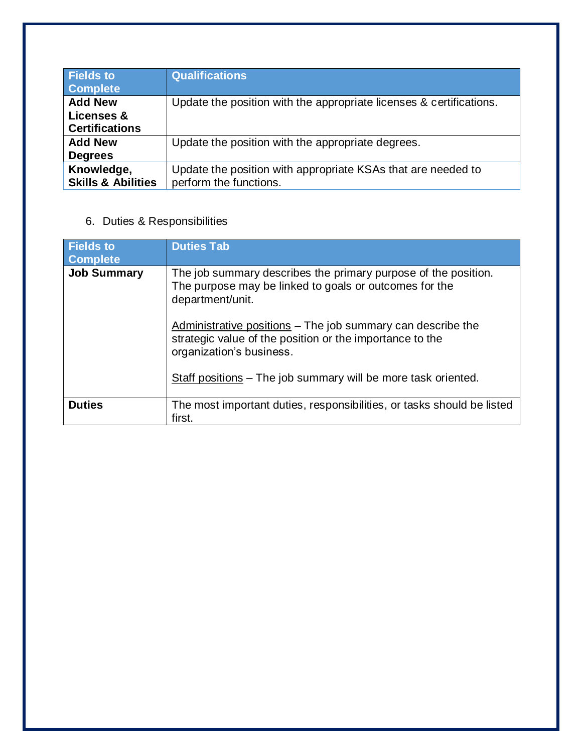| Fields to Complete | Qualifications |
|---|---|
| **Add New Licenses & Certifications** | Update the position with the appropriate licenses & certifications. |
| **Add New Degrees** | Update the position with the appropriate degrees. |
| **Knowledge, Skills & Abilities** | Update the position with appropriate KSAs that are needed to perform the functions. |

6. Duties & Responsibilities

| Fields to Complete | Duties Tab |
|---|---|
| **Job Summary** | The job summary describes the primary purpose of the position. The purpose may be linked to goals or outcomes for the department/unit.<br><br>Administrative positions – The job summary can describe the strategic value of the position or the importance to the organization's business.<br><br>Staff positions – The job summary will be more task oriented. |
| **Duties** | The most important duties, responsibilities, or tasks should be listed first. |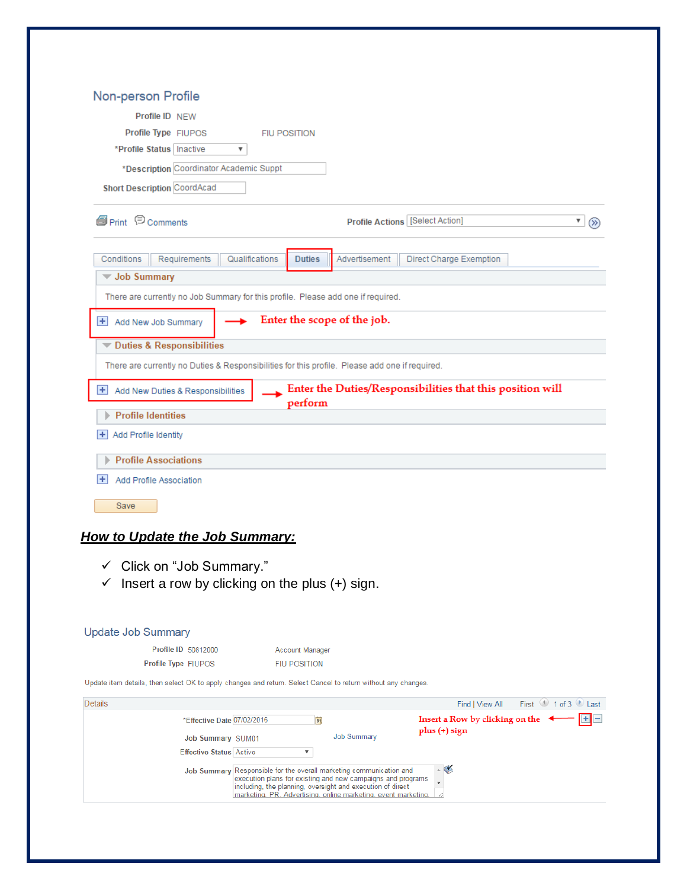## Non-person Profile

**Profile ID** NEW

**Profile Type** FIUPOS FIU POSITION

***Profile Status** Inactive

***Description** Coordinator Academic Suppt

**Short Description** CoordAcad

Print Comments **Profile Actions** [Select Action]

Conditions | Requirements | Qualifications | **Duties** | Advertisement | Direct Charge Exemption

**Job Summary**

There are currently no Job Summary for this profile. Please add one if required.

Add New Job Summary → **Enter the scope of the job.**

**Duties & Responsibilities**

There are currently no Duties & Responsibilities for this profile. Please add one if required.

Add New Duties & Responsibilities → **Enter the Duties/Responsibilities that this position will perform**

**Profile Identities**

Add Profile Identity

**Profile Associations**

Add Profile Association

Save

## ***How to Update the Job Summary:***

- ✓ Click on "Job Summary."
- ✓ Insert a row by clicking on the plus (+) sign.

## Update Job Summary

**Profile ID** 50812000 Account Manager

**Profile Type** FIUPOS FIU POSITION

Update item details, then select OK to apply changes and return. Select Cancel to return without any changes.

Details Find | View All First 1 of 3 Last

***Effective Date** 07/02/2016 **Insert a Row by clicking on the plus (+) sign** ←

**Job Summary** SUM01 Job Summary

**Effective Status** Active

**Job Summary** Responsible for the overall marketing communication and execution plans for existing and new campaigns and programs including, the planning, oversight and execution of direct marketing, PR, Advertising, online marketing, event marketing,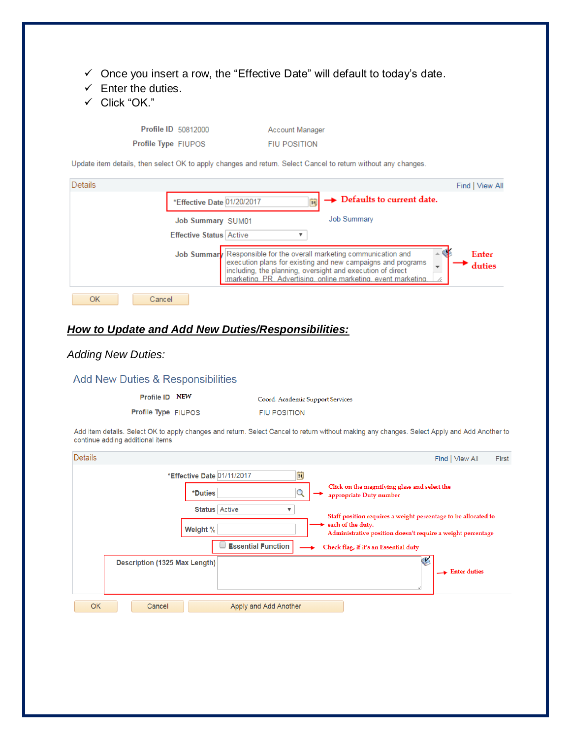- ✓ Once you insert a row, the "Effective Date" will default to today's date.
- ✓ Enter the duties.
- ✓ Click "OK."

Profile ID 50812000 Account Manager

Profile Type FIUPOS FIU POSITION

Update item details, then select OK to apply changes and return. Select Cancel to return without any changes.

Details Find | View All

*Effective Date 01/20/2017 → Defaults to current date.

Job Summary SUM01 Job Summary

Effective Status Active

Job Summary Responsible for the overall marketing communication and execution plans for existing and new campaigns and programs including, the planning, oversight and execution of direct marketing, PR, Advertising, online marketing, event marketing. → Enter duties

OK Cancel

## ***How to Update and Add New Duties/Responsibilities:***

*Adding New Duties:*

### Add New Duties & Responsibilities

Profile ID NEW Coord. Academic Support Services

Profile Type FIUPOS FIU POSITION

Add item details. Select OK to apply changes and return. Select Cancel to return without making any changes. Select Apply and Add Another to continue adding additional items.

Details Find | View All First

*Effective Date 01/11/2017

*Duties → Click on the magnifying glass and select the appropriate Duty number

Status Active

Weight % → Staff position requires a weight percentage to be allocated to each of the duty. Administrative position doesn't require a weight percentage

Essential Function → Check flag, if it's an Essential duty

Description (1325 Max Length) → Enter duties

OK Cancel Apply and Add Another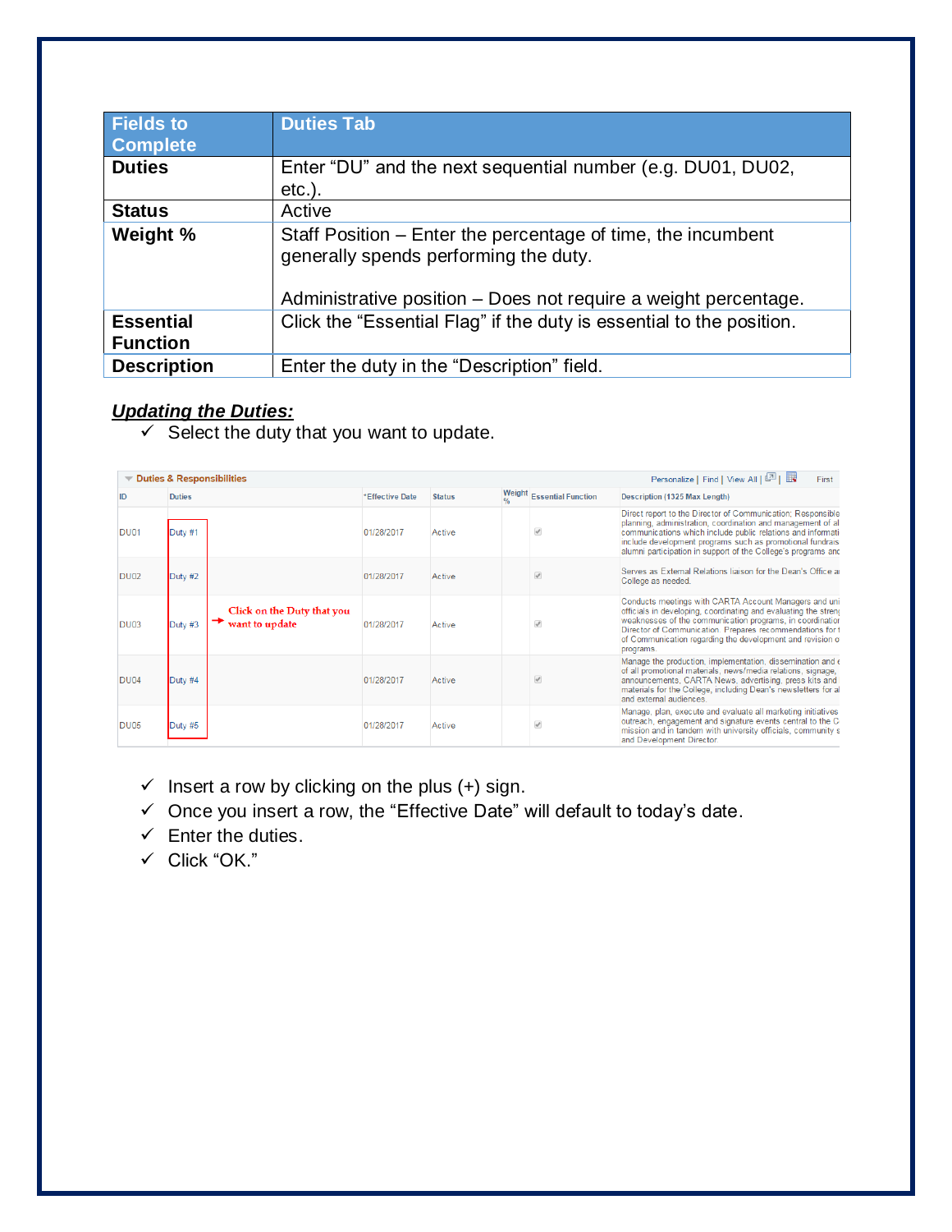| Fields to Complete | Duties Tab |
| --- | --- |
| **Duties** | Enter "DU" and the next sequential number (e.g. DU01, DU02, etc.). |
| **Status** | Active |
| **Weight %** | Staff Position – Enter the percentage of time, the incumbent generally spends performing the duty.<br><br>Administrative position – Does not require a weight percentage. |
| **Essential Function** | Click the "Essential Flag" if the duty is essential to the position. |
| **Description** | Enter the duty in the "Description" field. |

***Updating the Duties:***

- ✓ Select the duty that you want to update.

Duties & Responsibilities | Personalize | Find | View All | First

| ID | Duties | *Effective Date | Status | Weight % | Essential Function | Description (1325 Max Length) |
| --- | --- | --- | --- | --- | --- | --- |
| DU01 | Duty #1 | 01/28/2017 | Active | | ✓ | Direct report to the Director of Communication; Responsible planning, administration, coordination and management of al communications which include public relations and informati include development programs such as promotional fundrais alumni participation in support of the College's programs and |
| DU02 | Duty #2 | 01/28/2017 | Active | | ✓ | Serves as External Relations liaison for the Dean's Office a College as needed. |
| DU03 | Duty #3 | 01/28/2017 | Active | | ✓ | Conducts meetings with CARTA Account Managers and uni officials in developing, coordinating and evaluating the stren weaknesses of the communication programs, in coordinatio Director of Communication. Prepares recommendations for of Communication regarding the development and revision o programs. |
| DU04 | Duty #4 | 01/28/2017 | Active | | ✓ | Manage the production, implementation, dissemination and of all promotional materials, news/media relations, signage, announcements, CARTA News, advertising, press kits and materials for the College, including Dean's newsletters for al and external audiences. |
| DU05 | Duty #5 | 01/28/2017 | Active | | ✓ | Manage, plan, execute and evaluate all marketing initiatives outreach, engagement and signature events central to the C mission and in tandem with university officials, community s and Development Director. |

→ Click on the Duty that you want to update

- ✓ Insert a row by clicking on the plus (+) sign.
- ✓ Once you insert a row, the "Effective Date" will default to today's date.
- ✓ Enter the duties.
- ✓ Click "OK."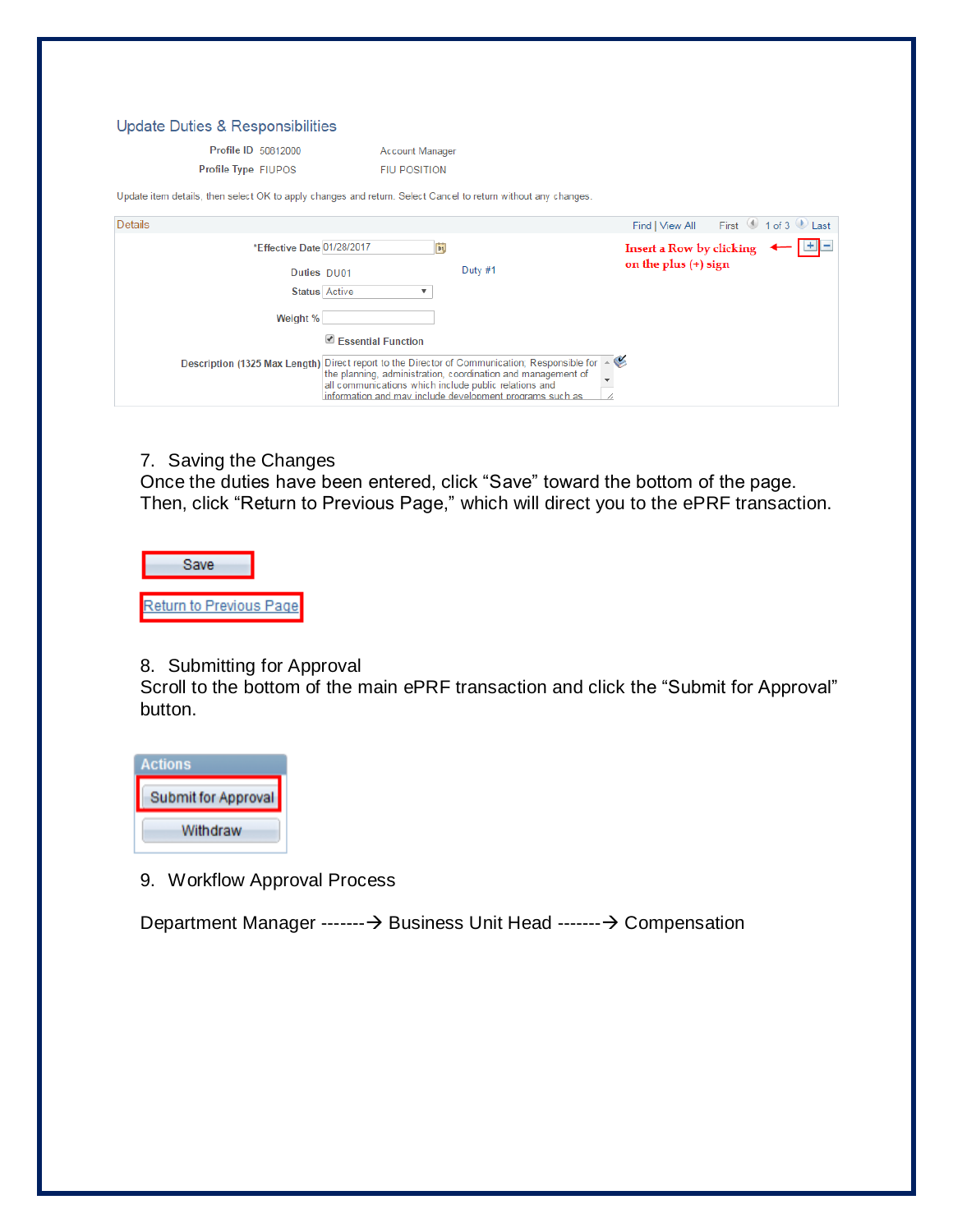Update Duties & Responsibilities

Profile ID 50812000 Account Manager

Profile Type FIUPOS FIU POSITION

Update item details, then select OK to apply changes and return. Select Cancel to return without any changes.

Details Find | View All First 1 of 3 Last

*Effective Date 01/28/2017

Insert a Row by clicking on the plus (+) sign

Duties DU01 Duty #1

Status Active

Weight %

Essential Function

Description (1325 Max Length) Direct report to the Director of Communication, Responsible for the planning, administration, coordination and management of all communications which include public relations and information and may include development programs such as

7. Saving the Changes

Once the duties have been entered, click "Save" toward the bottom of the page. Then, click "Return to Previous Page," which will direct you to the ePRF transaction.

Save

Return to Previous Page

8. Submitting for Approval

Scroll to the bottom of the main ePRF transaction and click the "Submit for Approval" button.

Actions

Submit for Approval

Withdraw

9. Workflow Approval Process

Department Manager -------→ Business Unit Head -------→ Compensation